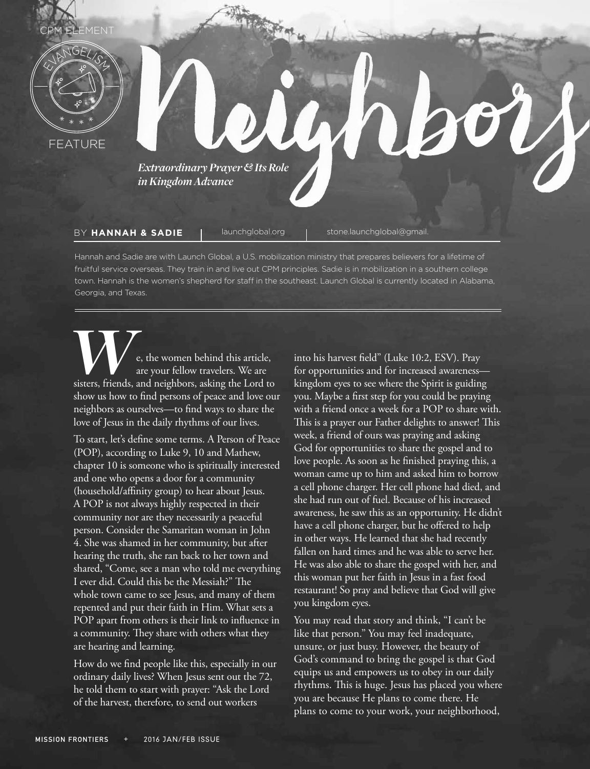CPM ELEMENT

EVANGELISM

FEATURE

# Neighbors

***Extraordinary Prayer & Its Role in Kingdom Advance***

BY **HANNAH & SADIE** | launchglobal.org | stone.launchglobal@gmail.

Hannah and Sadie are with Launch Global, a U.S. mobilization ministry that prepares believers for a lifetime of fruitful service overseas. They train in and live out CPM principles. Sadie is in mobilization in a southern college town. Hannah is the women's shepherd for staff in the southeast. Launch Global is currently located in Alabama, Georgia, and Texas.

---

We, the women behind this article, are your fellow travelers. We are sisters, friends, and neighbors, asking the Lord to show us how to find persons of peace and love our neighbors as ourselves—to find ways to share the love of Jesus in the daily rhythms of our lives.

To start, let's define some terms. A Person of Peace (POP), according to Luke 9, 10 and Mathew, chapter 10 is someone who is spiritually interested and one who opens a door for a community (household/affinity group) to hear about Jesus. A POP is not always highly respected in their community nor are they necessarily a peaceful person. Consider the Samaritan woman in John 4. She was shamed in her community, but after hearing the truth, she ran back to her town and shared, "Come, see a man who told me everything I ever did. Could this be the Messiah?" The whole town came to see Jesus, and many of them repented and put their faith in Him. What sets a POP apart from others is their link to influence in a community. They share with others what they are hearing and learning.

How do we find people like this, especially in our ordinary daily lives? When Jesus sent out the 72, he told them to start with prayer: "Ask the Lord of the harvest, therefore, to send out workers into his harvest field" (Luke 10:2, ESV). Pray for opportunities and for increased awareness—kingdom eyes to see where the Spirit is guiding you. Maybe a first step for you could be praying with a friend once a week for a POP to share with. This is a prayer our Father delights to answer! This week, a friend of ours was praying and asking God for opportunities to share the gospel and to love people. As soon as he finished praying this, a woman came up to him and asked him to borrow a cell phone charger. Her cell phone had died, and she had run out of fuel. Because of his increased awareness, he saw this as an opportunity. He didn't have a cell phone charger, but he offered to help in other ways. He learned that she had recently fallen on hard times and he was able to serve her. He was also able to share the gospel with her, and this woman put her faith in Jesus in a fast food restaurant! So pray and believe that God will give you kingdom eyes.

You may read that story and think, "I can't be like that person." You may feel inadequate, unsure, or just busy. However, the beauty of God's command to bring the gospel is that God equips us and empowers us to obey in our daily rhythms. This is huge. Jesus has placed you where you are because He plans to come there. He plans to come to your work, your neighborhood,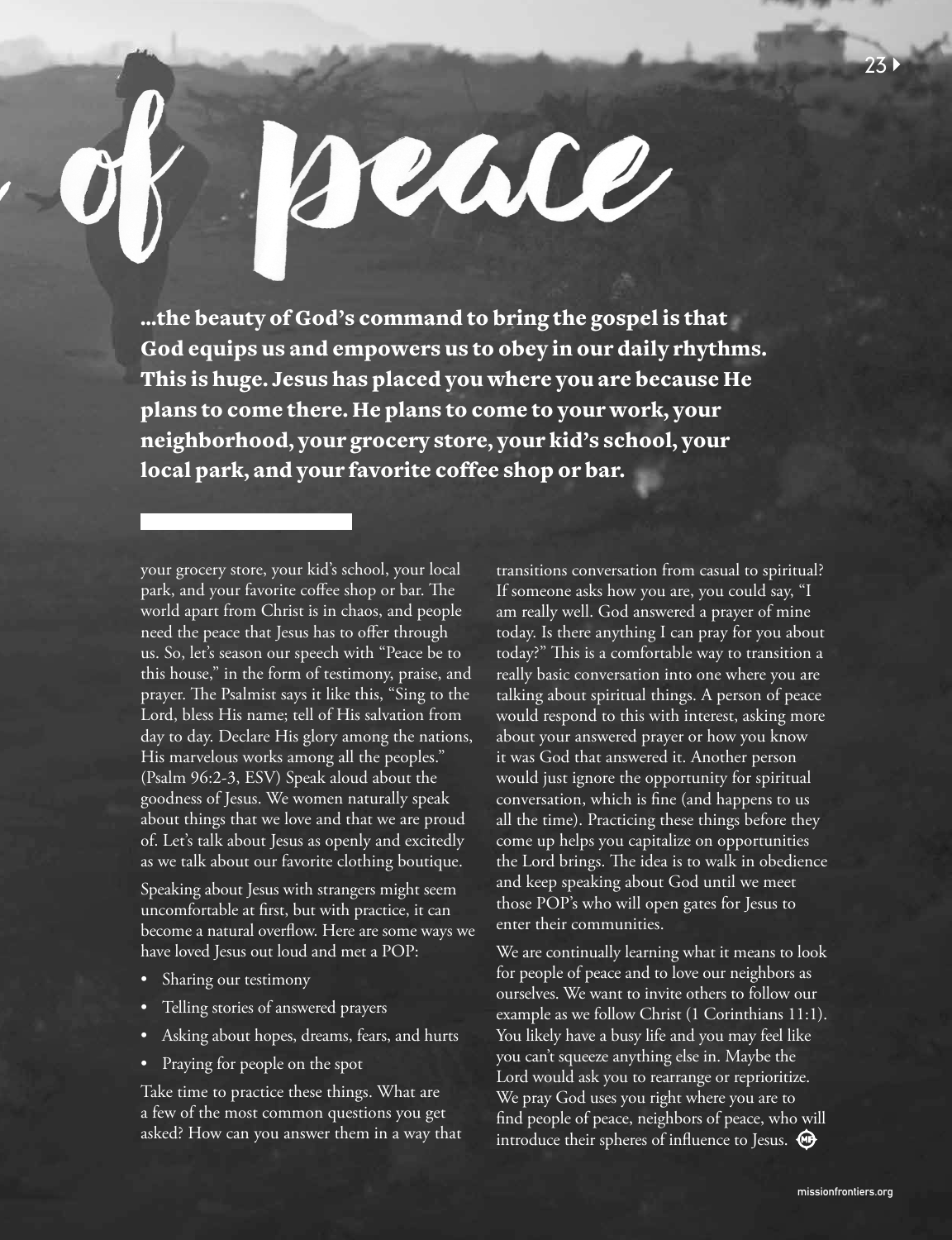# of peace

**...the beauty of God's command to bring the gospel is that God equips us and empowers us to obey in our daily rhythms. This is huge. Jesus has placed you where you are because He plans to come there. He plans to come to your work, your neighborhood, your grocery store, your kid's school, your local park, and your favorite coffee shop or bar.**

your grocery store, your kid's school, your local park, and your favorite coffee shop or bar. The world apart from Christ is in chaos, and people need the peace that Jesus has to offer through us. So, let's season our speech with "Peace be to this house," in the form of testimony, praise, and prayer. The Psalmist says it like this, "Sing to the Lord, bless His name; tell of His salvation from day to day. Declare His glory among the nations, His marvelous works among all the peoples." (Psalm 96:2-3, ESV) Speak aloud about the goodness of Jesus. We women naturally speak about things that we love and that we are proud of. Let's talk about Jesus as openly and excitedly as we talk about our favorite clothing boutique.

Speaking about Jesus with strangers might seem uncomfortable at first, but with practice, it can become a natural overflow. Here are some ways we have loved Jesus out loud and met a POP:

- Sharing our testimony
- Telling stories of answered prayers
- Asking about hopes, dreams, fears, and hurts
- Praying for people on the spot

Take time to practice these things. What are a few of the most common questions you get asked? How can you answer them in a way that transitions conversation from casual to spiritual? If someone asks how you are, you could say, "I am really well. God answered a prayer of mine today. Is there anything I can pray for you about today?" This is a comfortable way to transition a really basic conversation into one where you are talking about spiritual things. A person of peace would respond to this with interest, asking more about your answered prayer or how you know it was God that answered it. Another person would just ignore the opportunity for spiritual conversation, which is fine (and happens to us all the time). Practicing these things before they come up helps you capitalize on opportunities the Lord brings. The idea is to walk in obedience and keep speaking about God until we meet those POP's who will open gates for Jesus to enter their communities.

We are continually learning what it means to look for people of peace and to love our neighbors as ourselves. We want to invite others to follow our example as we follow Christ (1 Corinthians 11:1). You likely have a busy life and you may feel like you can't squeeze anything else in. Maybe the Lord would ask you to rearrange or reprioritize. We pray God uses you right where you are to find people of peace, neighbors of peace, who will introduce their spheres of influence to Jesus.